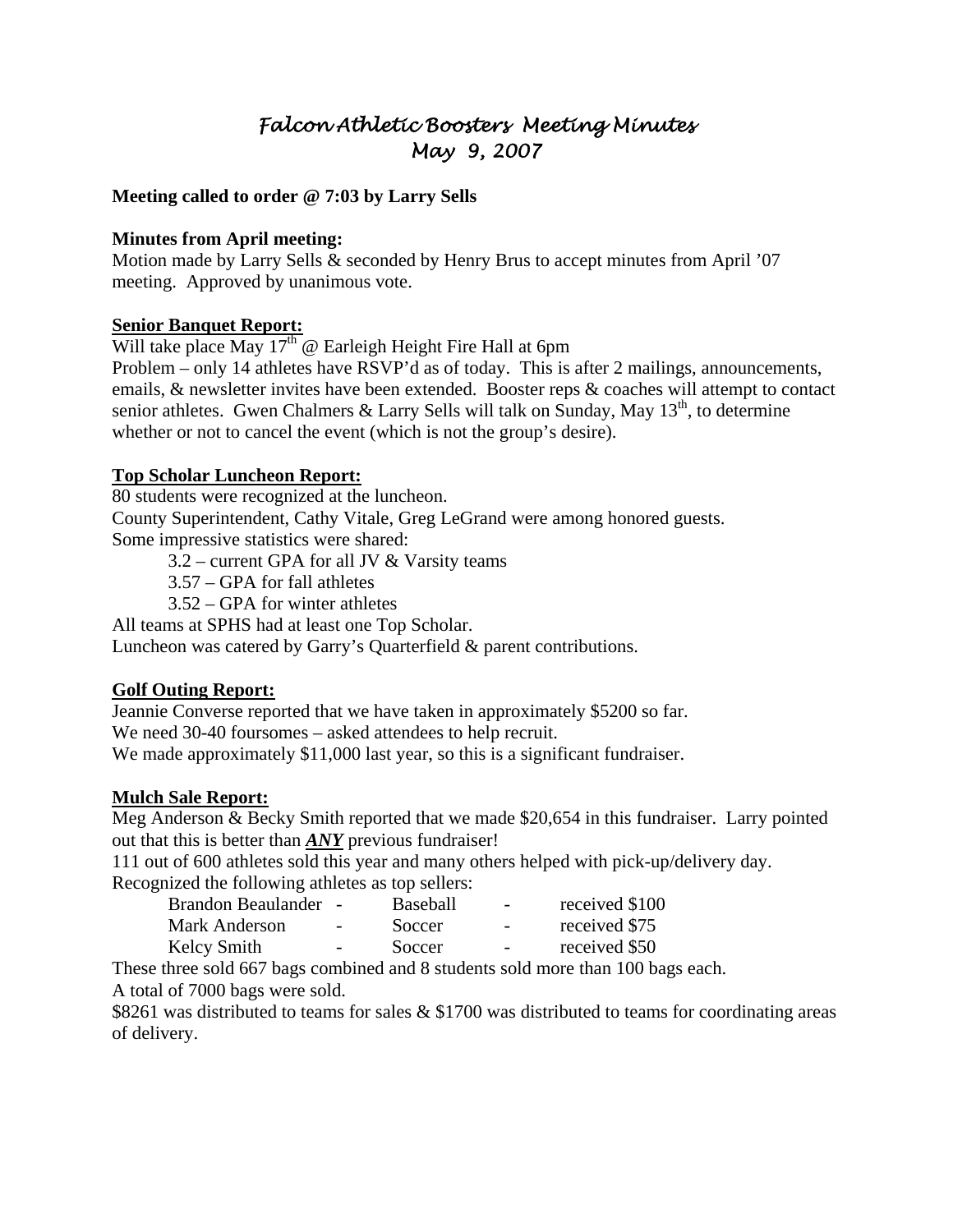# *Falcon Athletic Boosters Meeting Minutes*
# *May 9, 2007*

**Meeting called to order @ 7:03 by Larry Sells**

**Minutes from April meeting:**

Motion made by Larry Sells & seconded by Henry Brus to accept minutes from April '07 meeting. Approved by unanimous vote.

**Senior Banquet Report:**

Will take place May 17th @ Earleigh Height Fire Hall at 6pm

Problem – only 14 athletes have RSVP'd as of today. This is after 2 mailings, announcements, emails, & newsletter invites have been extended. Booster reps & coaches will attempt to contact senior athletes. Gwen Chalmers & Larry Sells will talk on Sunday, May 13th, to determine whether or not to cancel the event (which is not the group's desire).

**Top Scholar Luncheon Report:**

80 students were recognized at the luncheon.

County Superintendent, Cathy Vitale, Greg LeGrand were among honored guests.

Some impressive statistics were shared:

- 3.2 – current GPA for all JV & Varsity teams
- 3.57 – GPA for fall athletes
- 3.52 – GPA for winter athletes

All teams at SPHS had at least one Top Scholar.

Luncheon was catered by Garry's Quarterfield & parent contributions.

**Golf Outing Report:**

Jeannie Converse reported that we have taken in approximately $5200 so far.

We need 30-40 foursomes – asked attendees to help recruit.

We made approximately $11,000 last year, so this is a significant fundraiser.

**Mulch Sale Report:**

Meg Anderson & Becky Smith reported that we made $20,654 in this fundraiser. Larry pointed out that this is better than ***ANY*** previous fundraiser!

111 out of 600 athletes sold this year and many others helped with pick-up/delivery day.

Recognized the following athletes as top sellers:

| | | |
|---|---|---|
| Brandon Beaulander | Baseball | received $100 |
| Mark Anderson | Soccer | received $75 |
| Kelcy Smith | Soccer | received $50 |

These three sold 667 bags combined and 8 students sold more than 100 bags each.

A total of 7000 bags were sold.

$8261 was distributed to teams for sales & $1700 was distributed to teams for coordinating areas of delivery.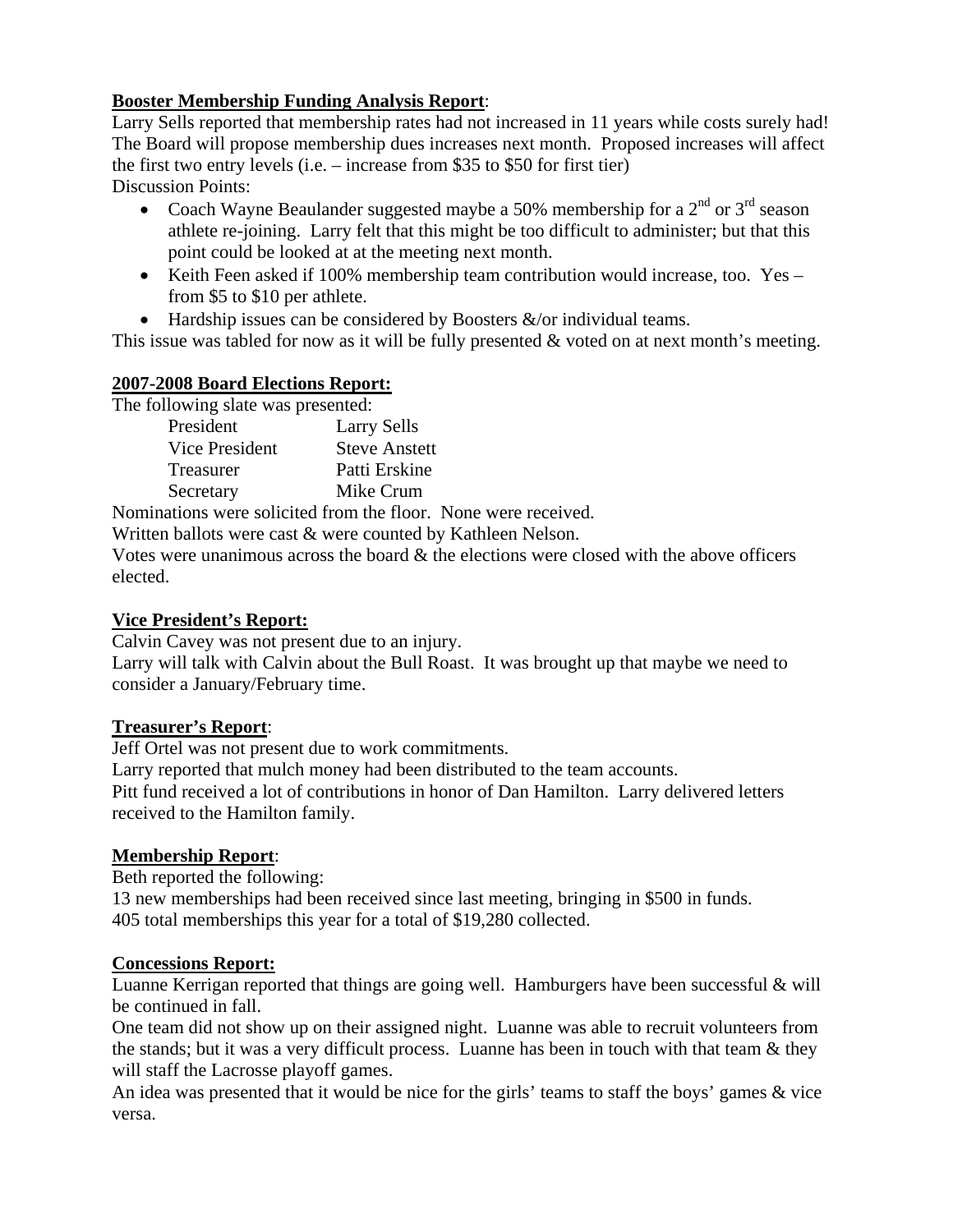**Booster Membership Funding Analysis Report**:

Larry Sells reported that membership rates had not increased in 11 years while costs surely had! The Board will propose membership dues increases next month. Proposed increases will affect the first two entry levels (i.e. – increase from \$35 to \$50 for first tier)

Discussion Points:

- Coach Wayne Beaulander suggested maybe a 50% membership for a 2nd or 3rd season athlete re-joining. Larry felt that this might be too difficult to administer; but that this point could be looked at at the meeting next month.
- Keith Feen asked if 100% membership team contribution would increase, too. Yes – from \$5 to \$10 per athlete.
- Hardship issues can be considered by Boosters &/or individual teams.

This issue was tabled for now as it will be fully presented & voted on at next month's meeting.

**2007-2008 Board Elections Report:**

The following slate was presented:

| | |
|---|---|
| President | Larry Sells |
| Vice President | Steve Anstett |
| Treasurer | Patti Erskine |
| Secretary | Mike Crum |

Nominations were solicited from the floor. None were received.

Written ballots were cast & were counted by Kathleen Nelson.

Votes were unanimous across the board & the elections were closed with the above officers elected.

**Vice President's Report:**

Calvin Cavey was not present due to an injury.

Larry will talk with Calvin about the Bull Roast. It was brought up that maybe we need to consider a January/February time.

**Treasurer's Report**:

Jeff Ortel was not present due to work commitments.

Larry reported that mulch money had been distributed to the team accounts.

Pitt fund received a lot of contributions in honor of Dan Hamilton. Larry delivered letters received to the Hamilton family.

**Membership Report**:

Beth reported the following:

13 new memberships had been received since last meeting, bringing in \$500 in funds.

405 total memberships this year for a total of \$19,280 collected.

**Concessions Report:**

Luanne Kerrigan reported that things are going well. Hamburgers have been successful & will be continued in fall.

One team did not show up on their assigned night. Luanne was able to recruit volunteers from the stands; but it was a very difficult process. Luanne has been in touch with that team & they will staff the Lacrosse playoff games.

An idea was presented that it would be nice for the girls' teams to staff the boys' games & vice versa.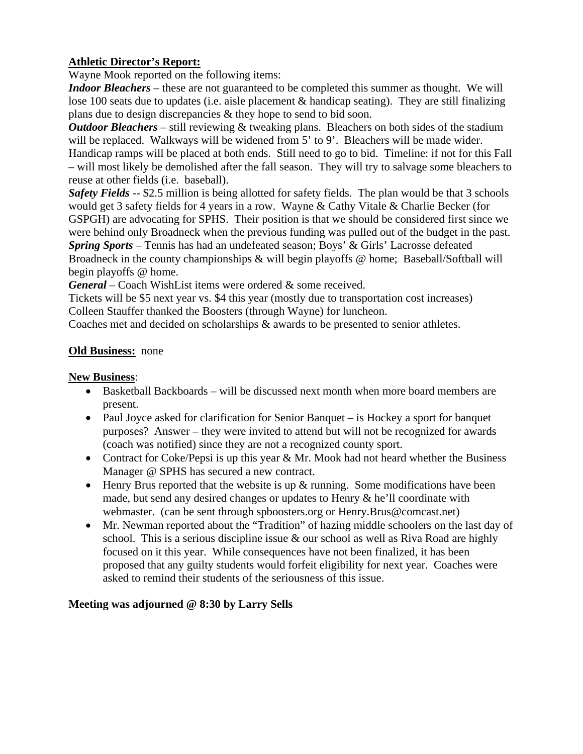**Athletic Director's Report:**

Wayne Mook reported on the following items:

***Indoor Bleachers*** – these are not guaranteed to be completed this summer as thought. We will lose 100 seats due to updates (i.e. aisle placement & handicap seating). They are still finalizing plans due to design discrepancies & they hope to send to bid soon.

***Outdoor Bleachers*** – still reviewing & tweaking plans. Bleachers on both sides of the stadium will be replaced. Walkways will be widened from 5' to 9'. Bleachers will be made wider. Handicap ramps will be placed at both ends. Still need to go to bid. Timeline: if not for this Fall – will most likely be demolished after the fall season. They will try to salvage some bleachers to reuse at other fields (i.e. baseball).

***Safety Fields*** -- $2.5 million is being allotted for safety fields. The plan would be that 3 schools would get 3 safety fields for 4 years in a row. Wayne & Cathy Vitale & Charlie Becker (for GSPGH) are advocating for SPHS. Their position is that we should be considered first since we were behind only Broadneck when the previous funding was pulled out of the budget in the past.

***Spring Sports*** – Tennis has had an undefeated season; Boys' & Girls' Lacrosse defeated Broadneck in the county championships & will begin playoffs @ home; Baseball/Softball will begin playoffs @ home.

***General*** – Coach WishList items were ordered & some received.

Tickets will be $5 next year vs. $4 this year (mostly due to transportation cost increases)

Colleen Stauffer thanked the Boosters (through Wayne) for luncheon.

Coaches met and decided on scholarships & awards to be presented to senior athletes.

**Old Business:** none

**New Business**:

- Basketball Backboards – will be discussed next month when more board members are present.
- Paul Joyce asked for clarification for Senior Banquet – is Hockey a sport for banquet purposes? Answer – they were invited to attend but will not be recognized for awards (coach was notified) since they are not a recognized county sport.
- Contract for Coke/Pepsi is up this year & Mr. Mook had not heard whether the Business Manager @ SPHS has secured a new contract.
- Henry Brus reported that the website is up & running. Some modifications have been made, but send any desired changes or updates to Henry & he'll coordinate with webmaster. (can be sent through spboosters.org or Henry.Brus@comcast.net)
- Mr. Newman reported about the "Tradition" of hazing middle schoolers on the last day of school. This is a serious discipline issue & our school as well as Riva Road are highly focused on it this year. While consequences have not been finalized, it has been proposed that any guilty students would forfeit eligibility for next year. Coaches were asked to remind their students of the seriousness of this issue.

**Meeting was adjourned @ 8:30 by Larry Sells**